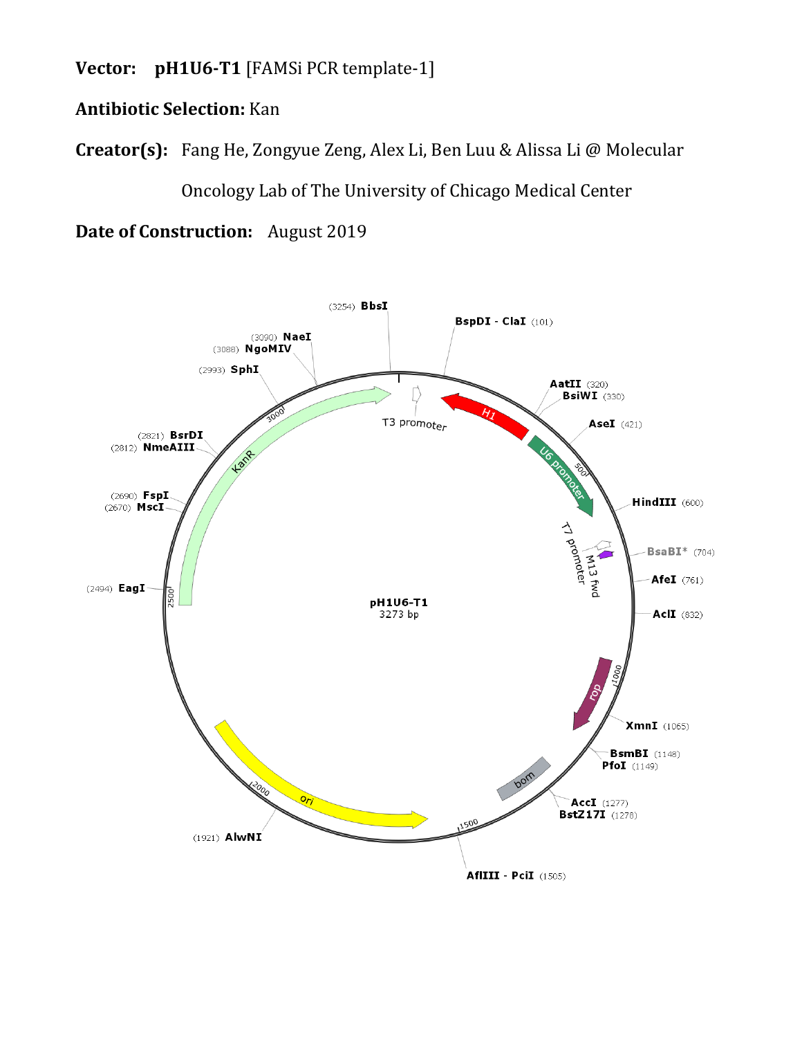**Vector:** **pH1U6-T1** [FAMSi PCR template-1]

**Antibiotic Selection:** Kan

**Creator(s):** Fang He, Zongyue Zeng, Alex Li, Ben Luu & Alissa Li @ Molecular Oncology Lab of The University of Chicago Medical Center

**Date of Construction:** August 2019

pH1U6-T1
3273 bp

(3254) BbsI
BspDI - ClaI (101)
AatII (320)
BsiWI (330)
AseI (421)
HindIII (600)
BsaBI* (704)
AfeI (761)
AclI (832)
XmnI (1065)
BsmBI (1148)
PfoI (1149)
AccI (1277)
BstZ17I (1278)
AflIII - PciI (1505)
(1921) AlwNI
(2494) EagI
(2670) MscI
(2690) FspI
(2812) NmeAIII
(2821) BsrDI
(2993) SphI
(3088) NgoMIV
(3090) NaeI

T3 promoter
H1
U6 promoter
T7 promoter
M13 fwd
rop
bom
ori
KanR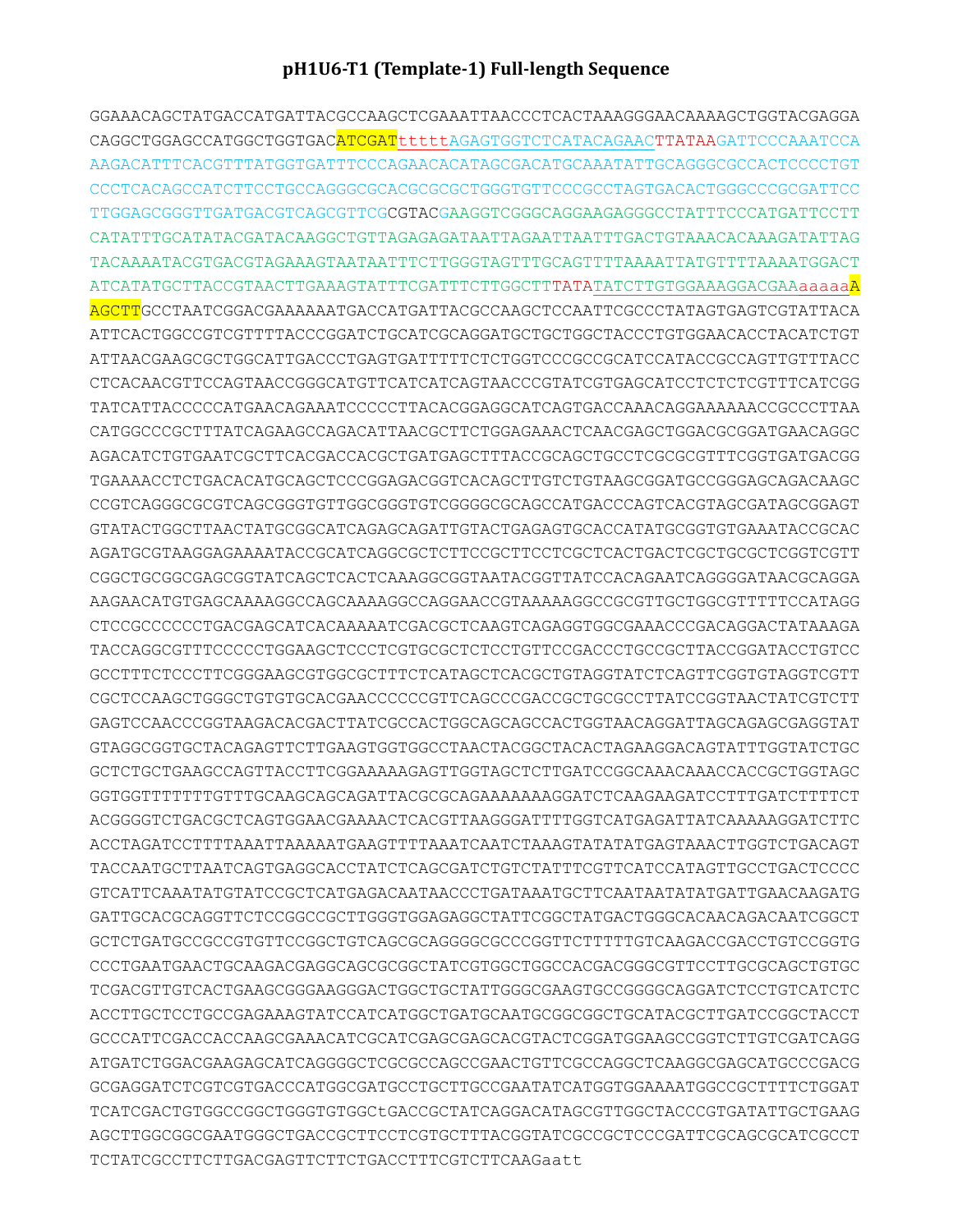# pH1U6-T1 (Template-1) Full-length Sequence

```
GGAAACAGCTATGACCATGATTACGCCAAGCTCGAAATTAACCCTCACTAAAGGGAACAAAAGCTGGTACGAGGA
CAGGCTGGAGCCATGGCTGGTGACATCGATtttttAGAGTGGTCTCATACAGAACTTATAAGATTCCCAAATCCA
AAGACATTTCACGTTTATGGTGATTTCCCAGAACACATAGCGACATGCAAATATTGCAGGGCGCCACTCCCCTGT
CCCTCACAGCCATCTTCCTGCCAGGGCGCACGCGCGCTGGGTGTTCCCGCCTAGTGACACTGGGCCCGCGATTCC
TTGGAGCGGGTTGATGACGTCAGCGTTCGCGTACGAAGGTCGGGCAGGAAGAGGGCCTATTTCCCATGATTCCTT
CATATTTGCATATACGATACAAGGCTGTTAGAGAGATAATTAGAATTAATTTGACTGTAAACACAAAGATATTAG
TACAAAATACGTGACGTAGAAAGTAATAATTTCTTGGGTAGTTTGCAGTTTTAAAATTATGTTTTAAAATGGACT
ATCATATGCTTACCGTAACTTGAAAGTATTTCGATTTCTTGGCTTTATATATCTTGTGGAAAGGACGAAaaaaaA
AGCTTGCCTAATCGGACGAAAAAATGACCATGATTACGCCAAGCTCCAATTCGCCCTATAGTGAGTCGTATTACA
ATTCACTGGCCGTCGTTTTACCCGGATCTGCATCGCAGGATGCTGCTGGCTACCCTGTGGAACACCTACATCTGT
ATTAACGAAGCGCTGGCATTGACCCTGAGTGATTTTTCTCTGGTCCCGCCGCATCCATACCGCCAGTTGTTTACC
CTCACAACGTTCCAGTAACCGGGCATGTTCATCATCAGTAACCCGTATCGTGAGCATCCTCTCTCGTTTCATCGG
TATCATTACCCCCATGAACAGAAATCCCCCTTACACGGAGGCATCAGTGACCAAACAGGAAAAAACCGCCCTTAA
CATGGCCCGCTTTATCAGAAGCCAGACATTAACGCTTCTGGAGAAACTCAACGAGCTGGACGCGGATGAACAGGC
AGACATCTGTGAATCGCTTCACGACCACGCTGATGAGCTTTACCGCAGCTGCCTCGCGCGTTTCGGTGATGACGG
TGAAAACCTCTGACACATGCAGCTCCCGGAGACGGTCACAGCTTGTCTGTAAGCGGATGCCGGGAGCAGACAAGC
CCGTCAGGGCGCGTCAGCGGGTGTTGGCGGGTGTCGGGGCGCAGCCATGACCCAGTCACGTAGCGATAGCGGAGT
GTATACTGGCTTAACTATGCGGCATCAGAGCAGATTGTACTGAGAGTGCACCATATGCGGTGTGAAATACCGCAC
AGATGCGTAAGGAGAAAATACCGCATCAGGCGCTCTTCCGCTTCCTCGCTCACTGACTCGCTGCGCTCGGTCGTT
CGGCTGCGGCGAGCGGTATCAGCTCACTCAAAGGCGGTAATACGGTTATCCACAGAATCAGGGGATAACGCAGGA
AAGAACATGTGAGCAAAAGGCCAGCAAAAGGCCAGGAACCGTAAAAAGGCCGCGTTGCTGGCGTTTTTCCATAGG
CTCCGCCCCCCTGACGAGCATCACAAAAATCGACGCTCAAGTCAGAGGTGGCGAAACCCGACAGGACTATAAAGA
TACCAGGCGTTTCCCCCTGGAAGCTCCCTCGTGCGCTCTCCTGTTCCGACCCTGCCGCTTACCGGATACCTGTCC
GCCTTTCTCCCTTCGGGAAGCGTGGCGCTTTCTCATAGCTCACGCTGTAGGTATCTCAGTTCGGTGTAGGTCGTT
CGCTCCAAGCTGGGCTGTGTGCACGAACCCCCCGTTCAGCCCGACCGCTGCGCCTTATCCGGTAACTATCGTCTT
GAGTCCAACCCGGTAAGACACGACTTATCGCCACTGGCAGCAGCCACTGGTAACAGGATTAGCAGAGCGAGGTAT
GTAGGCGGTGCTACAGAGTTCTTGAAGTGGTGGCCTAACTACGGCTACACTAGAAGGACAGTATTTGGTATCTGC
GCTCTGCTGAAGCCAGTTACCTTCGGAAAAAGAGTTGGTAGCTCTTGATCCGGCAAACAAACCACCGCTGGTAGC
GGTGGTTTTTTTGTTTGCAAGCAGCAGATTACGCGCAGAAAAAAAGGATCTCAAGAAGATCCTTTGATCTTTTCT
ACGGGGTCTGACGCTCAGTGGAACGAAAACTCACGTTAAGGGATTTTGGTCATGAGATTATCAAAAAGGATCTTC
ACCTAGATCCTTTTAAATTAAAAATGAAGTTTTAAATCAATCTAAAGTATATATGAGTAAACTTGGTCTGACAGT
TACCAATGCTTAATCAGTGAGGCACCTATCTCAGCGATCTGTCTATTTCGTTCATCCATAGTTGCCTGACTCCCC
GTCATTCAAATATGTATCCGCTCATGAGACAATAACCCTGATAAATGCTTCAATAATATATGATTGAACAAGATG
GATTGCACGCAGGTTCTCCGGCCGCTTGGGTGGAGAGGCTATTCGGCTATGACTGGGCACAACAGACAATCGGCT
GCTCTGATGCCGCCGTGTTCCGGCTGTCAGCGCAGGGGCGCCCGGTTCTTTTTGTCAAGACCGACCTGTCCGGTG
CCCTGAATGAACTGCAAGACGAGGCAGCGCGGCTATCGTGGCTGGCCACGACGGGCGTTCCTTGCGCAGCTGTGC
TCGACGTTGTCACTGAAGCGGGAAGGGACTGGCTGCTATTGGGCGAAGTGCCGGGGCAGGATCTCCTGTCATCTC
ACCTTGCTCCTGCCGAGAAAGTATCCATCATGGCTGATGCAATGCGGCGGCTGCATACGCTTGATCCGGCTACCT
GCCCATTCGACCACCAAGCGAAACATCGCATCGAGCGAGCACGTACTCGGATGGAAGCCGGTCTTGTCGATCAGG
ATGATCTGGACGAAGAGCATCAGGGGCTCGCGCCAGCCGAACTGTTCGCCAGGCTCAAGGCGAGCATGCCCGACG
GCGAGGATCTCGTCGTGACCCATGGCGATGCCTGCTTGCCGAATATCATGGTGGAAAATGGCCGCTTTTCTGGAT
TCATCGACTGTGGCCGGCTGGGTGTGGCtGACCGCTATCAGGACATAGCGTTGGCTACCCGTGATATTGCTGAAG
AGCTTGGCGGCGAATGGGCTGACCGCTTCCTCGTGCTTTACGGTATCGCCGCTCCCGATTCGCAGCGCATCGCCT
TCTATCGCCTTCTTGACGAGTTCTTCTGACCTTTCGTCTTCAAGaatt
```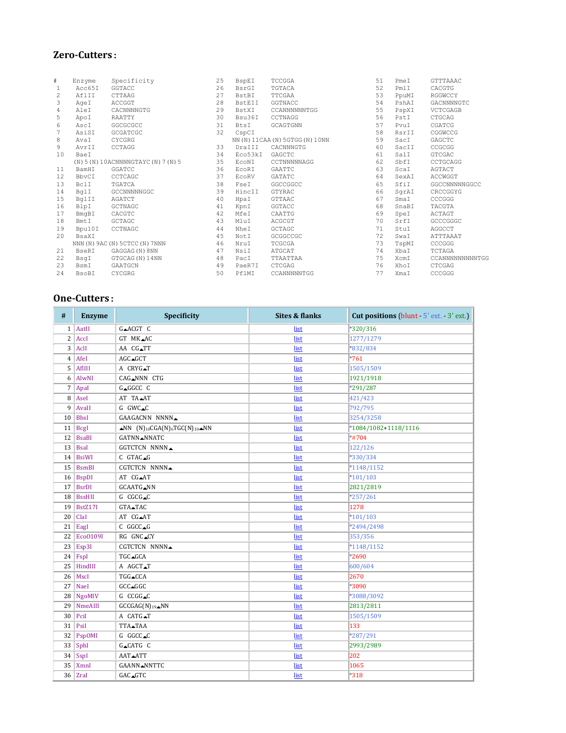## Zero-Cutters :

| # | Enzyme | Specificity | # | Enzyme | Specificity | # | Enzyme | Specificity |
|---|---|---|---|---|---|---|---|---|
| 1 | Acc65I | GGTACC | 25 | BspEI | TCCGGA | 51 | PmeI | GTTTAAAC |
| 2 | AflII | CTTAAG | 26 | BsrGI | TGTACA | 52 | PmlI | CACGTG |
| 3 | AgeI | ACCGGT | 27 | BstBI | TTCGAA | 53 | PpuMI | RGGWCCY |
| 4 | AleI | CACNNNNGTG | 28 | BstEII | GGTNACC | 54 | PshAI | GACNNNNGTC |
| 5 | ApoI | RAATTY | 29 | BstXI | CCANNNNNNTGG | 55 | PspXI | VCTCGAGB |
| 6 | AscI | GGCGCGCC | 30 | Bsu36I | CCTNAGG | 56 | PstI | CTGCAG |
| 7 | AsiSI | GCGATCGC | 31 | BtsI | GCAGTGNN | 57 | PvuI | CGATCG |
| 8 | AvaI | CYCGRG | 32 | CspCI | NN(N)11CAA(N)5GTGG(N)10NN | 58 | RsrII | CGGWCCG |
| 9 | AvrII | CCTAGG | | | | 59 | SacI | GAGCTC |
| 10 | BaeI | (N)5(N)10ACNNNNGTAYC(N)7(N)5 | 33 | DraIII | CACNNNGTG | 60 | SacII | CCGCGG |
| | | | 34 | Eco53kI | GAGCTC | 61 | SalI | GTCGAC |
| 11 | BamHI | GGATCC | 35 | EcoNI | CCTNNNNNAGG | 62 | SbfI | CCTGCAGG |
| 12 | BbvCI | CCTCAGC | 36 | EcoRI | GAATTC | 63 | ScaI | AGTACT |
| 13 | BclI | TGATCA | 37 | EcoRV | GATATC | 64 | SexAI | ACCWGGT |
| 14 | BglI | GCCNNNNNGGC | 38 | FseI | GGCCGGCC | 65 | SfiI | GGCCNNNNNGGCC |
| 15 | BglII | AGATCT | 39 | HincII | GTYRAC | 66 | SgrAI | CRCCGGYG |
| 16 | BlpI | GCTNAGC | 40 | HpaI | GTTAAC | 67 | SmaI | CCCGGG |
| 17 | BmgBI | CACGTC | 41 | KpnI | GGTACC | 68 | SnaBI | TACGTA |
| 18 | BmtI | GCTAGC | 42 | MfeI | CAATTG | 69 | SpeI | ACTAGT |
| 19 | Bpu10I | CCTNAGC | 43 | MluI | ACGCGT | 70 | SrfI | GCCCGGGC |
| 20 | BsaXI | NNN(N)9AC(N)5CTCC(N)7NNN | 44 | NheI | GCTAGC | 71 | StuI | AGGCCT |
| | | | 45 | NotI | GCGGCCGC | 72 | SwaI | ATTTAAAT |
| 21 | BseRI | GAGGAG(N)8NN | 46 | NruI | TCGCGA | 73 | TspMI | CCCGGG |
| 22 | BsgI | GTGCAG(N)14NN | 47 | NsiI | ATGCAT | 74 | XbaI | TCTAGA |
| 23 | BsmI | GAATGCN | 48 | PacI | TTAATTAA | 75 | XcmI | CCANNNNNNNNNTGG |
| 24 | BsoBI | CYCGRG | 49 | PaeR7I | CTCGAG | 76 | XhoI | CTCGAG |
| | | | 50 | PflMI | CCANNNNNTGG | 77 | XmaI | CCCGGG |

## One-Cutters :

| # | Enzyme | Specificity | Sites & flanks | Cut positions (blunt - 5' ext. - 3' ext.) |
|---|---|---|---|---|
| 1 | AatII | G▲ACGT C | list | *320/316 |
| 2 | AccI | GT MK▲AC | list | 1277/1279 |
| 3 | AclI | AA CG▲TT | list | *832/834 |
| 4 | AfeI | AGC▲GCT | list | *761 |
| 5 | AflIII | A CRYG▲T | list | 1505/1509 |
| 6 | AlwNI | CAG▲NNN CTG | list | 1921/1918 |
| 7 | ApaI | G▲GGCC C | list | *291/287 |
| 8 | AseI | AT TA▲AT | list | 421/423 |
| 9 | AvaII | G GWC▲C | list | 792/795 |
| 10 | BbsI | GAAGACNN NNNN▲ | list | 3254/3258 |
| 11 | BcgI | ▲NN (N)10CGA(N)6TGC(N)10▲NN | list | *1084/1082+1118/1116 |
| 12 | BsaBI | GATNN▲NNATC | list | *#704 |
| 13 | BsaI | GGTCTCN NNNN▲ | list | 122/126 |
| 14 | BsiWI | C GTAC▲G | list | *330/334 |
| 15 | BsmBI | CGTCTCN NNNN▲ | list | *1148/1152 |
| 16 | BspDI | AT CG▲AT | list | *101/103 |
| 17 | BsrDI | GCAATG▲NN | list | 2821/2819 |
| 18 | BssHII | G CGCG▲C | list | *257/261 |
| 19 | BstZ17I | GTA▲TAC | list | 1278 |
| 20 | ClaI | AT CG▲AT | list | *101/103 |
| 21 | EagI | C GGCC▲G | list | *2494/2498 |
| 22 | EcoO109I | RG GNC▲CY | list | 353/356 |
| 23 | Esp3I | CGTCTCN NNNN▲ | list | *1148/1152 |
| 24 | FspI | TGC▲GCA | list | *2690 |
| 25 | HindIII | A AGCT▲T | list | 600/604 |
| 26 | MscI | TGG▲CCA | list | 2670 |
| 27 | NaeI | GCC▲GGC | list | *3090 |
| 28 | NgoMIV | G CCGG▲C | list | *3088/3092 |
| 29 | NmeAIII | GCCGAG(N)19▲NN | list | 2813/2811 |
| 30 | PciI | A CATG▲T | list | 1505/1509 |
| 31 | PsiI | TTA▲TAA | list | 133 |
| 32 | PspOMI | G GGCC▲C | list | *287/291 |
| 33 | SphI | G▲CATG C | list | 2993/2989 |
| 34 | SspI | AAT▲ATT | list | 202 |
| 35 | XmnI | GAANN▲NNTTC | list | 1065 |
| 36 | ZraI | GAC▲GTC | list | *318 |